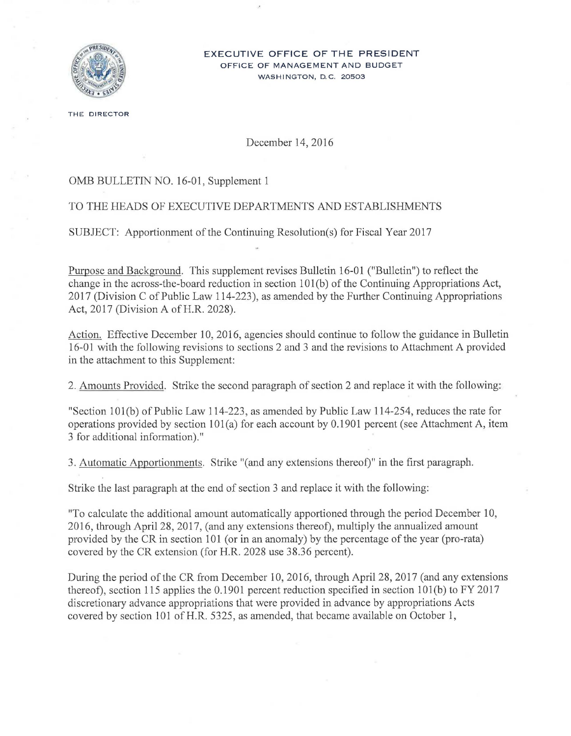EXECUTIVE OFFICE OF THE PRESIDENT
OFFICE OF MANAGEMENT AND BUDGET
WASHINGTON, D.C. 20503

THE DIRECTOR

December 14, 2016

OMB BULLETIN NO. 16-01, Supplement 1

TO THE HEADS OF EXECUTIVE DEPARTMENTS AND ESTABLISHMENTS

SUBJECT: Apportionment of the Continuing Resolution(s) for Fiscal Year 2017

Purpose and Background. This supplement revises Bulletin 16-01 ("Bulletin") to reflect the change in the across-the-board reduction in section 101(b) of the Continuing Appropriations Act, 2017 (Division C of Public Law 114-223), as amended by the Further Continuing Appropriations Act, 2017 (Division A of H.R. 2028).

Action. Effective December 10, 2016, agencies should continue to follow the guidance in Bulletin 16-01 with the following revisions to sections 2 and 3 and the revisions to Attachment A provided in the attachment to this Supplement:

2. Amounts Provided. Strike the second paragraph of section 2 and replace it with the following:

"Section 101(b) of Public Law 114-223, as amended by Public Law 114-254, reduces the rate for operations provided by section 101(a) for each account by 0.1901 percent (see Attachment A, item 3 for additional information)."

3. Automatic Apportionments. Strike "(and any extensions thereof)" in the first paragraph.

Strike the last paragraph at the end of section 3 and replace it with the following:

"To calculate the additional amount automatically apportioned through the period December 10, 2016, through April 28, 2017, (and any extensions thereof), multiply the annualized amount provided by the CR in section 101 (or in an anomaly) by the percentage of the year (pro-rata) covered by the CR extension (for H.R. 2028 use 38.36 percent).

During the period of the CR from December 10, 2016, through April 28, 2017 (and any extensions thereof), section 115 applies the 0.1901 percent reduction specified in section 101(b) to FY 2017 discretionary advance appropriations that were provided in advance by appropriations Acts covered by section 101 of H.R. 5325, as amended, that became available on October 1,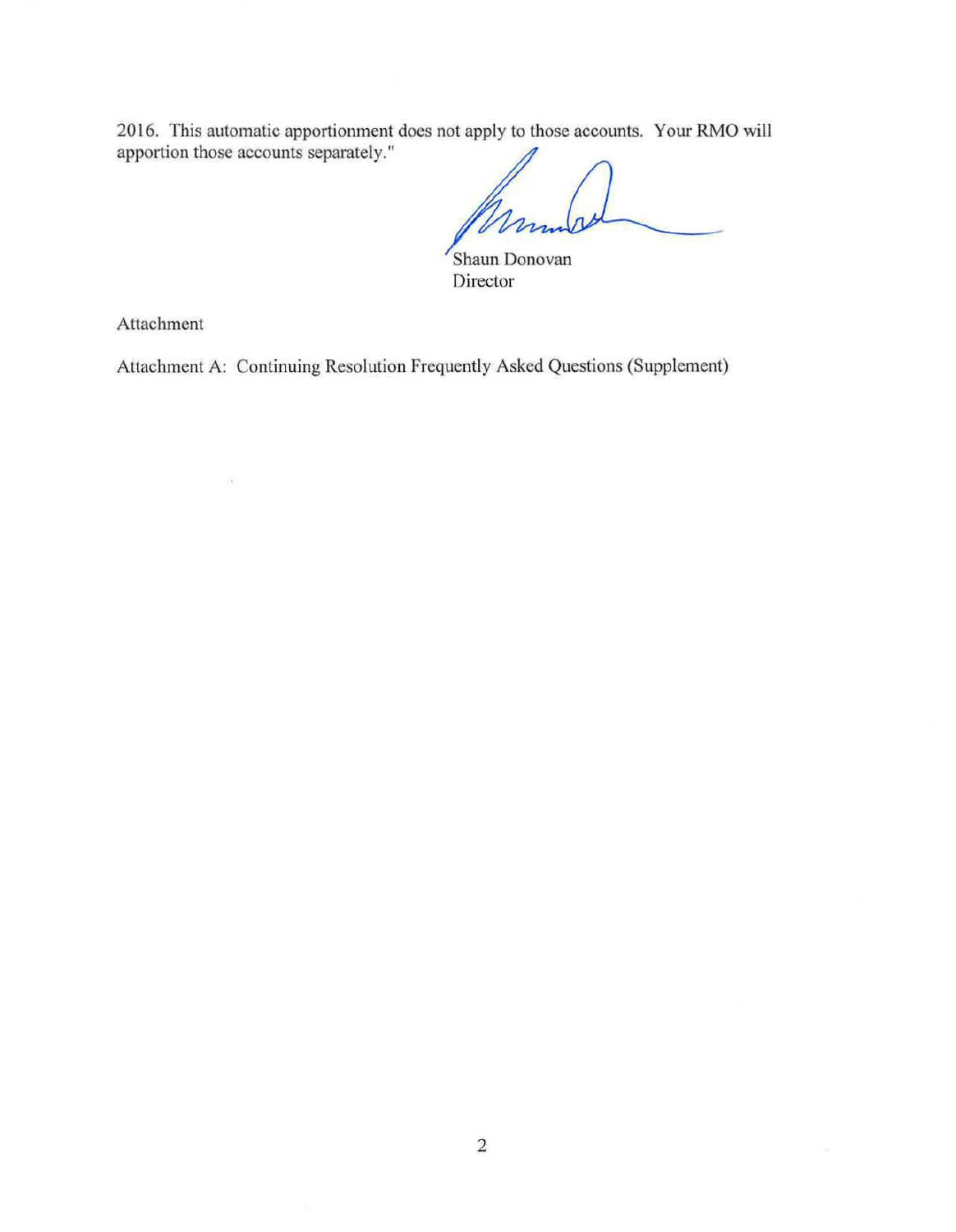2016. This automatic apportionment does not apply to those accounts. Your RMO will apportion those accounts separately."

Shaun Donovan
Director

Attachment

Attachment A: Continuing Resolution Frequently Asked Questions (Supplement)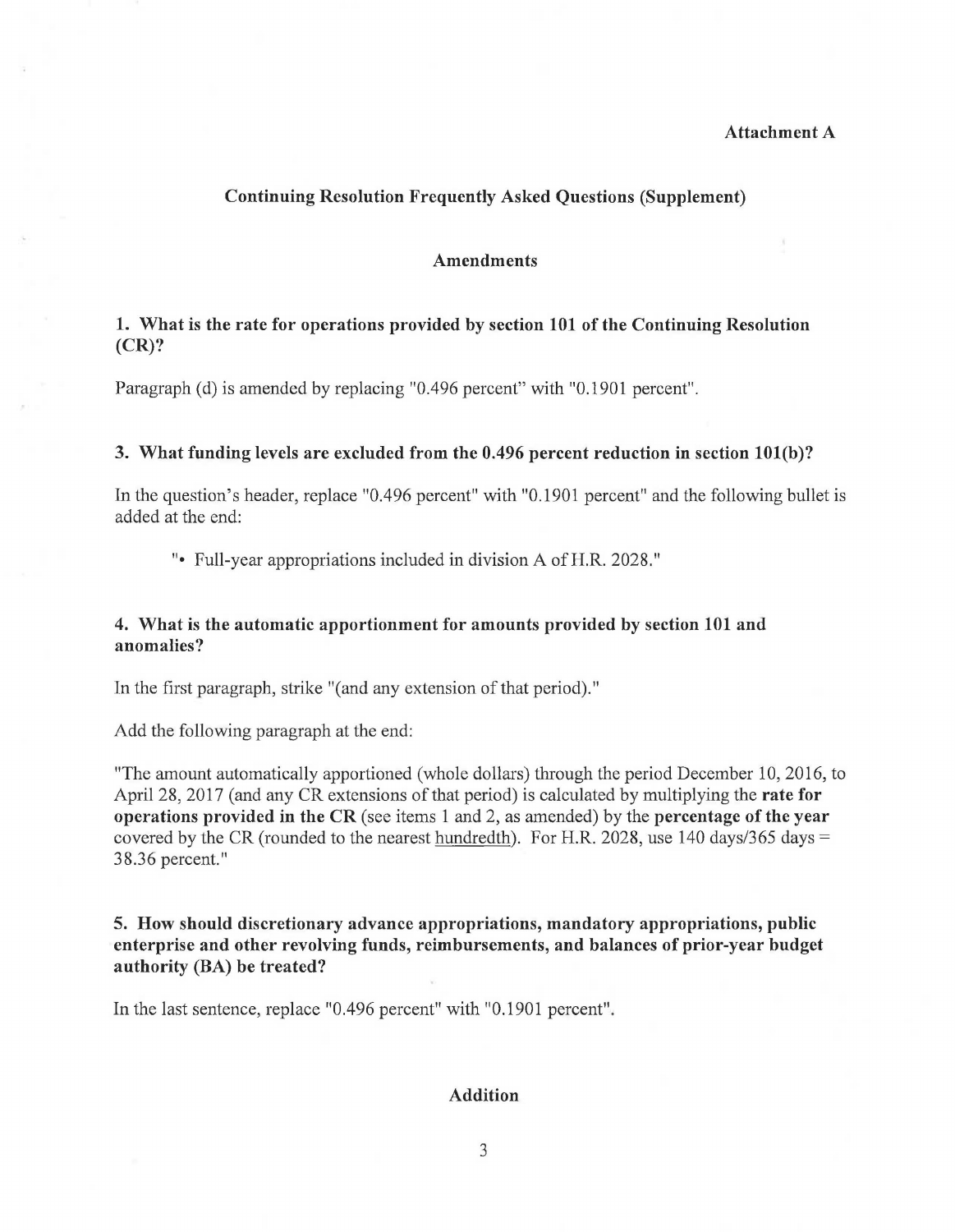**Attachment A**

## Continuing Resolution Frequently Asked Questions (Supplement)

### Amendments

**1. What is the rate for operations provided by section 101 of the Continuing Resolution (CR)?**

Paragraph (d) is amended by replacing "0.496 percent" with "0.1901 percent".

**3. What funding levels are excluded from the 0.496 percent reduction in section 101(b)?**

In the question's header, replace "0.496 percent" with "0.1901 percent" and the following bullet is added at the end:

> "• Full-year appropriations included in division A of H.R. 2028."

**4. What is the automatic apportionment for amounts provided by section 101 and anomalies?**

In the first paragraph, strike "(and any extension of that period)."

Add the following paragraph at the end:

"The amount automatically apportioned (whole dollars) through the period December 10, 2016, to April 28, 2017 (and any CR extensions of that period) is calculated by multiplying the **rate for operations provided in the CR** (see items 1 and 2, as amended) by the **percentage of the year** covered by the CR (rounded to the nearest <u>hundredth</u>). For H.R. 2028, use 140 days/365 days = 38.36 percent."

**5. How should discretionary advance appropriations, mandatory appropriations, public enterprise and other revolving funds, reimbursements, and balances of prior-year budget authority (BA) be treated?**

In the last sentence, replace "0.496 percent" with "0.1901 percent".

### Addition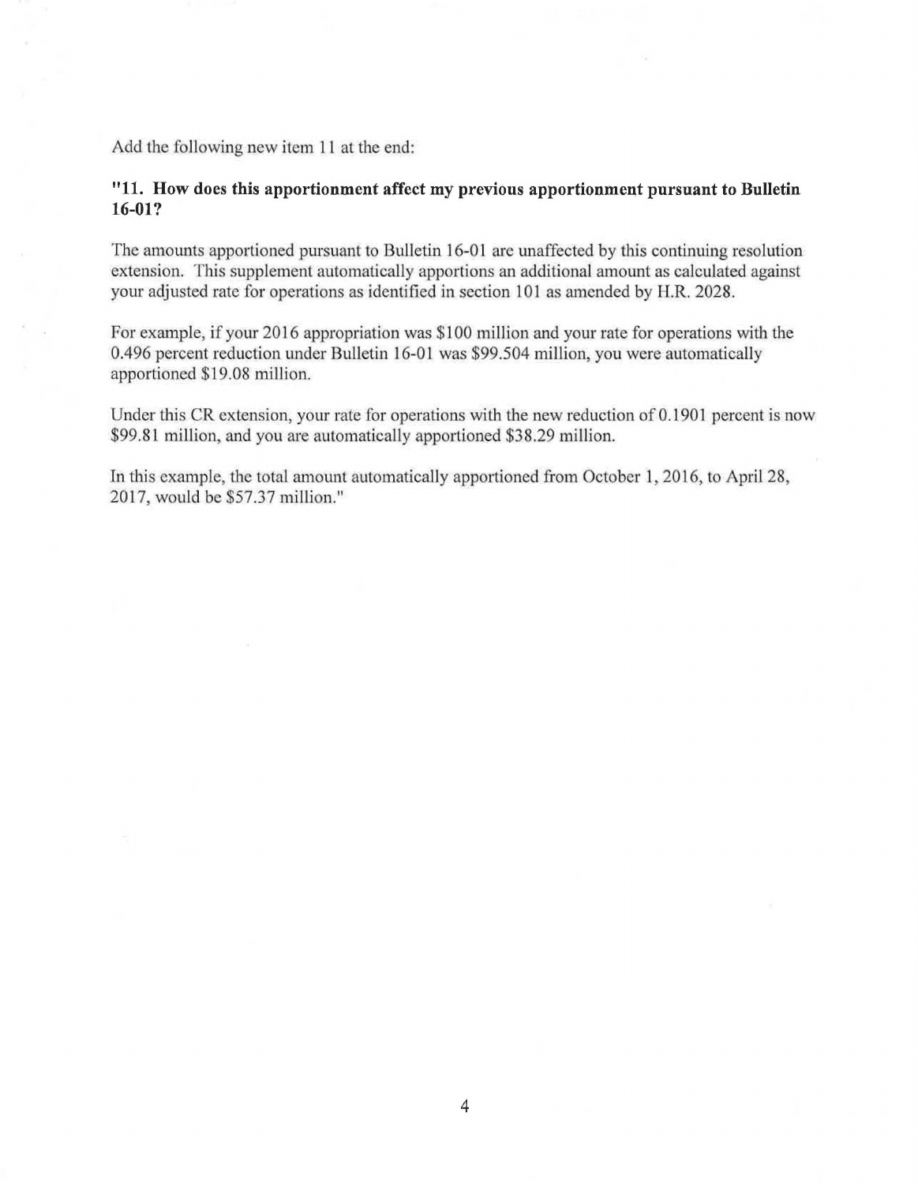Add the following new item 11 at the end:

**"11. How does this apportionment affect my previous apportionment pursuant to Bulletin 16-01?**

The amounts apportioned pursuant to Bulletin 16-01 are unaffected by this continuing resolution extension. This supplement automatically apportions an additional amount as calculated against your adjusted rate for operations as identified in section 101 as amended by H.R. 2028.

For example, if your 2016 appropriation was $100 million and your rate for operations with the 0.496 percent reduction under Bulletin 16-01 was $99.504 million, you were automatically apportioned $19.08 million.

Under this CR extension, your rate for operations with the new reduction of 0.1901 percent is now $99.81 million, and you are automatically apportioned $38.29 million.

In this example, the total amount automatically apportioned from October 1, 2016, to April 28, 2017, would be $57.37 million."